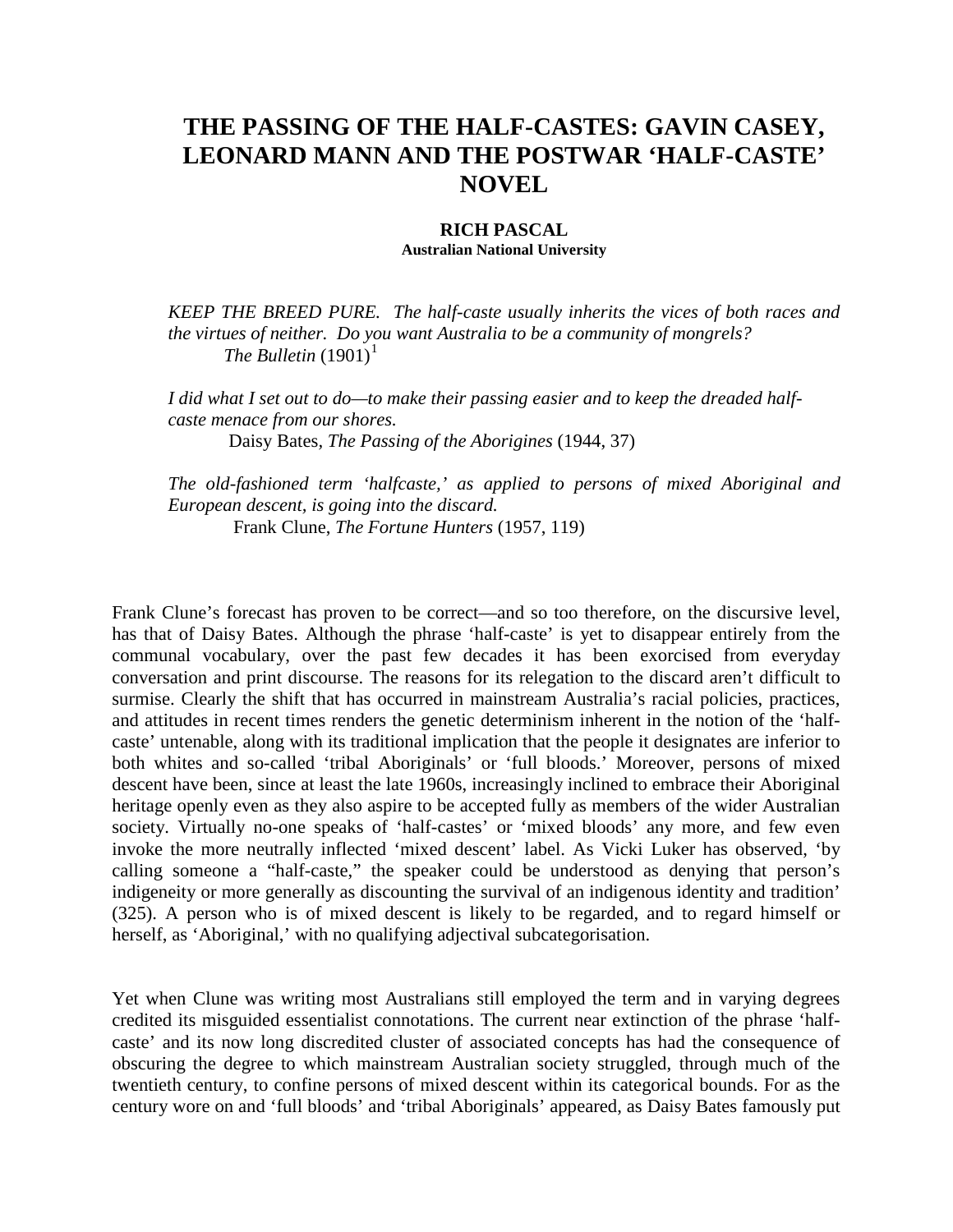# THE PASSING OF THE HALF-CASTES: GAVIN CASEY, LEONARD MANN AND THE POSTWAR 'HALF-CASTE' NOVEL

**RICH PASCAL**
**Australian National University**

> *KEEP THE BREED PURE. The half-caste usually inherits the vices of both races and the virtues of neither. Do you want Australia to be a community of mongrels?*
> *The Bulletin* (1901)[1]
>
> *I did what I set out to do—to make their passing easier and to keep the dreaded half-caste menace from our shores.*
> Daisy Bates, *The Passing of the Aborigines* (1944, 37)
>
> *The old-fashioned term 'halfcaste,' as applied to persons of mixed Aboriginal and European descent, is going into the discard.*
> Frank Clune, *The Fortune Hunters* (1957, 119)

Frank Clune's forecast has proven to be correct—and so too therefore, on the discursive level, has that of Daisy Bates. Although the phrase 'half-caste' is yet to disappear entirely from the communal vocabulary, over the past few decades it has been exorcised from everyday conversation and print discourse. The reasons for its relegation to the discard aren't difficult to surmise. Clearly the shift that has occurred in mainstream Australia's racial policies, practices, and attitudes in recent times renders the genetic determinism inherent in the notion of the 'half-caste' untenable, along with its traditional implication that the people it designates are inferior to both whites and so-called 'tribal Aboriginals' or 'full bloods.' Moreover, persons of mixed descent have been, since at least the late 1960s, increasingly inclined to embrace their Aboriginal heritage openly even as they also aspire to be accepted fully as members of the wider Australian society. Virtually no-one speaks of 'half-castes' or 'mixed bloods' any more, and few even invoke the more neutrally inflected 'mixed descent' label. As Vicki Luker has observed, 'by calling someone a "half-caste," the speaker could be understood as denying that person's indigeneity or more generally as discounting the survival of an indigenous identity and tradition' (325). A person who is of mixed descent is likely to be regarded, and to regard himself or herself, as 'Aboriginal,' with no qualifying adjectival subcategorisation.

Yet when Clune was writing most Australians still employed the term and in varying degrees credited its misguided essentialist connotations. The current near extinction of the phrase 'half-caste' and its now long discredited cluster of associated concepts has had the consequence of obscuring the degree to which mainstream Australian society struggled, through much of the twentieth century, to confine persons of mixed descent within its categorical bounds. For as the century wore on and 'full bloods' and 'tribal Aboriginals' appeared, as Daisy Bates famously put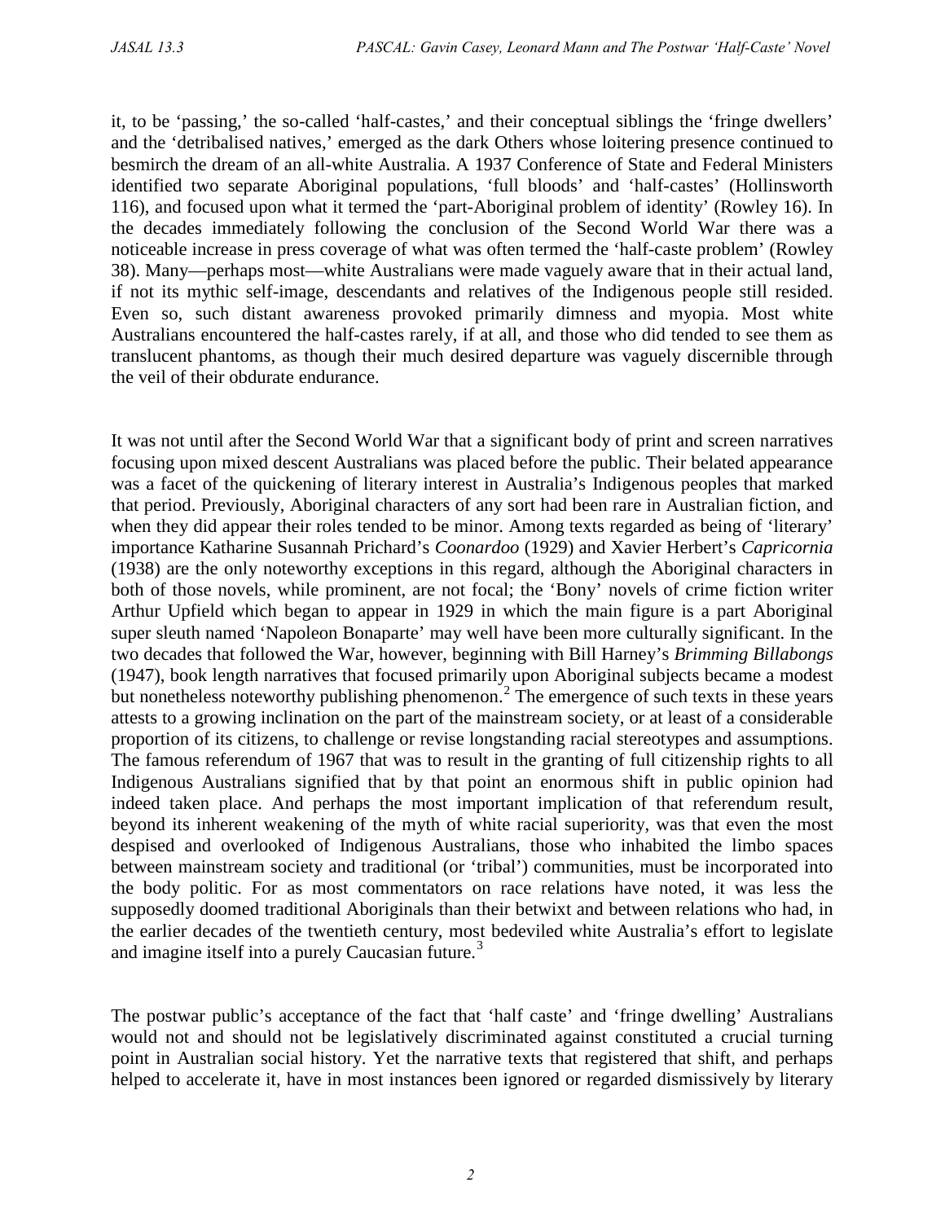it, to be 'passing,' the so-called 'half-castes,' and their conceptual siblings the 'fringe dwellers' and the 'detribalised natives,' emerged as the dark Others whose loitering presence continued to besmirch the dream of an all-white Australia. A 1937 Conference of State and Federal Ministers identified two separate Aboriginal populations, 'full bloods' and 'half-castes' (Hollinsworth 116), and focused upon what it termed the 'part-Aboriginal problem of identity' (Rowley 16). In the decades immediately following the conclusion of the Second World War there was a noticeable increase in press coverage of what was often termed the 'half-caste problem' (Rowley 38). Many—perhaps most—white Australians were made vaguely aware that in their actual land, if not its mythic self-image, descendants and relatives of the Indigenous people still resided. Even so, such distant awareness provoked primarily dimness and myopia. Most white Australians encountered the half-castes rarely, if at all, and those who did tended to see them as translucent phantoms, as though their much desired departure was vaguely discernible through the veil of their obdurate endurance.

It was not until after the Second World War that a significant body of print and screen narratives focusing upon mixed descent Australians was placed before the public. Their belated appearance was a facet of the quickening of literary interest in Australia's Indigenous peoples that marked that period. Previously, Aboriginal characters of any sort had been rare in Australian fiction, and when they did appear their roles tended to be minor. Among texts regarded as being of 'literary' importance Katharine Susannah Prichard's *Coonardoo* (1929) and Xavier Herbert's *Capricornia* (1938) are the only noteworthy exceptions in this regard, although the Aboriginal characters in both of those novels, while prominent, are not focal; the 'Bony' novels of crime fiction writer Arthur Upfield which began to appear in 1929 in which the main figure is a part Aboriginal super sleuth named 'Napoleon Bonaparte' may well have been more culturally significant. In the two decades that followed the War, however, beginning with Bill Harney's *Brimming Billabongs* (1947), book length narratives that focused primarily upon Aboriginal subjects became a modest but nonetheless noteworthy publishing phenomenon.[2] The emergence of such texts in these years attests to a growing inclination on the part of the mainstream society, or at least of a considerable proportion of its citizens, to challenge or revise longstanding racial stereotypes and assumptions. The famous referendum of 1967 that was to result in the granting of full citizenship rights to all Indigenous Australians signified that by that point an enormous shift in public opinion had indeed taken place. And perhaps the most important implication of that referendum result, beyond its inherent weakening of the myth of white racial superiority, was that even the most despised and overlooked of Indigenous Australians, those who inhabited the limbo spaces between mainstream society and traditional (or 'tribal') communities, must be incorporated into the body politic. For as most commentators on race relations have noted, it was less the supposedly doomed traditional Aboriginals than their betwixt and between relations who had, in the earlier decades of the twentieth century, most bedeviled white Australia's effort to legislate and imagine itself into a purely Caucasian future.[3]

The postwar public's acceptance of the fact that 'half caste' and 'fringe dwelling' Australians would not and should not be legislatively discriminated against constituted a crucial turning point in Australian social history. Yet the narrative texts that registered that shift, and perhaps helped to accelerate it, have in most instances been ignored or regarded dismissively by literary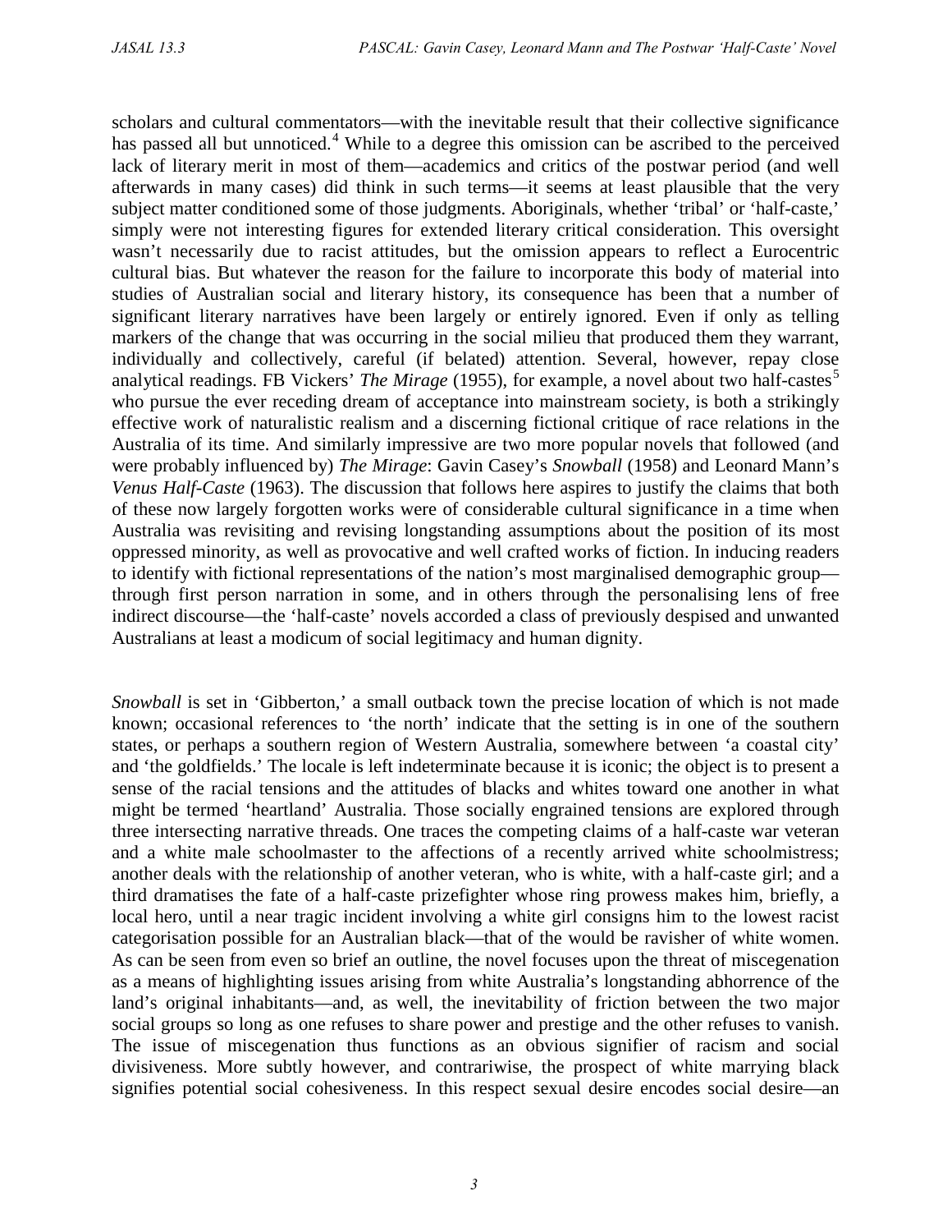scholars and cultural commentators—with the inevitable result that their collective significance has passed all but unnoticed.[4] While to a degree this omission can be ascribed to the perceived lack of literary merit in most of them—academics and critics of the postwar period (and well afterwards in many cases) did think in such terms—it seems at least plausible that the very subject matter conditioned some of those judgments. Aboriginals, whether 'tribal' or 'half-caste,' simply were not interesting figures for extended literary critical consideration. This oversight wasn't necessarily due to racist attitudes, but the omission appears to reflect a Eurocentric cultural bias. But whatever the reason for the failure to incorporate this body of material into studies of Australian social and literary history, its consequence has been that a number of significant literary narratives have been largely or entirely ignored. Even if only as telling markers of the change that was occurring in the social milieu that produced them they warrant, individually and collectively, careful (if belated) attention. Several, however, repay close analytical readings. FB Vickers' *The Mirage* (1955), for example, a novel about two half-castes[5] who pursue the ever receding dream of acceptance into mainstream society, is both a strikingly effective work of naturalistic realism and a discerning fictional critique of race relations in the Australia of its time. And similarly impressive are two more popular novels that followed (and were probably influenced by) *The Mirage*: Gavin Casey's *Snowball* (1958) and Leonard Mann's *Venus Half-Caste* (1963). The discussion that follows here aspires to justify the claims that both of these now largely forgotten works were of considerable cultural significance in a time when Australia was revisiting and revising longstanding assumptions about the position of its most oppressed minority, as well as provocative and well crafted works of fiction. In inducing readers to identify with fictional representations of the nation's most marginalised demographic group—through first person narration in some, and in others through the personalising lens of free indirect discourse—the 'half-caste' novels accorded a class of previously despised and unwanted Australians at least a modicum of social legitimacy and human dignity.

*Snowball* is set in 'Gibberton,' a small outback town the precise location of which is not made known; occasional references to 'the north' indicate that the setting is in one of the southern states, or perhaps a southern region of Western Australia, somewhere between 'a coastal city' and 'the goldfields.' The locale is left indeterminate because it is iconic; the object is to present a sense of the racial tensions and the attitudes of blacks and whites toward one another in what might be termed 'heartland' Australia. Those socially engrained tensions are explored through three intersecting narrative threads. One traces the competing claims of a half-caste war veteran and a white male schoolmaster to the affections of a recently arrived white schoolmistress; another deals with the relationship of another veteran, who is white, with a half-caste girl; and a third dramatises the fate of a half-caste prizefighter whose ring prowess makes him, briefly, a local hero, until a near tragic incident involving a white girl consigns him to the lowest racist categorisation possible for an Australian black—that of the would be ravisher of white women. As can be seen from even so brief an outline, the novel focuses upon the threat of miscegenation as a means of highlighting issues arising from white Australia's longstanding abhorrence of the land's original inhabitants—and, as well, the inevitability of friction between the two major social groups so long as one refuses to share power and prestige and the other refuses to vanish. The issue of miscegenation thus functions as an obvious signifier of racism and social divisiveness. More subtly however, and contrariwise, the prospect of white marrying black signifies potential social cohesiveness. In this respect sexual desire encodes social desire—an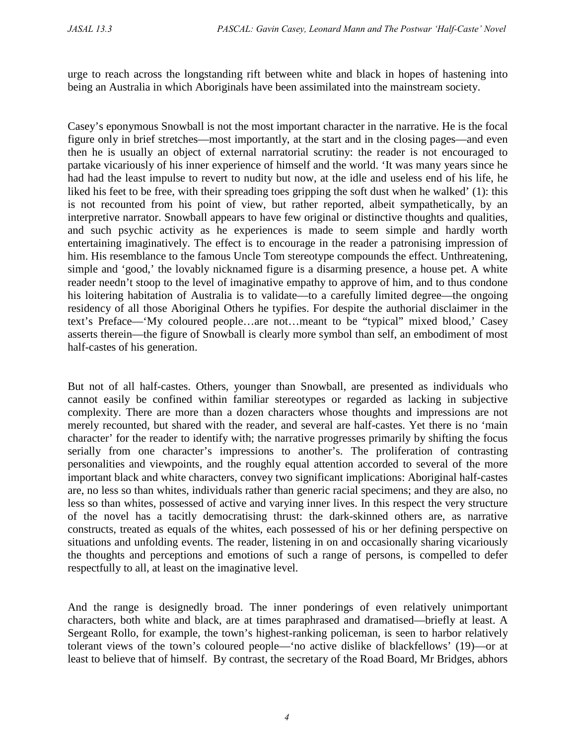urge to reach across the longstanding rift between white and black in hopes of hastening into being an Australia in which Aboriginals have been assimilated into the mainstream society.

Casey's eponymous Snowball is not the most important character in the narrative. He is the focal figure only in brief stretches—most importantly, at the start and in the closing pages—and even then he is usually an object of external narratorial scrutiny: the reader is not encouraged to partake vicariously of his inner experience of himself and the world. 'It was many years since he had had the least impulse to revert to nudity but now, at the idle and useless end of his life, he liked his feet to be free, with their spreading toes gripping the soft dust when he walked' (1): this is not recounted from his point of view, but rather reported, albeit sympathetically, by an interpretive narrator. Snowball appears to have few original or distinctive thoughts and qualities, and such psychic activity as he experiences is made to seem simple and hardly worth entertaining imaginatively. The effect is to encourage in the reader a patronising impression of him. His resemblance to the famous Uncle Tom stereotype compounds the effect. Unthreatening, simple and 'good,' the lovably nicknamed figure is a disarming presence, a house pet. A white reader needn't stoop to the level of imaginative empathy to approve of him, and to thus condone his loitering habitation of Australia is to validate—to a carefully limited degree—the ongoing residency of all those Aboriginal Others he typifies. For despite the authorial disclaimer in the text's Preface—'My coloured people…are not…meant to be "typical" mixed blood,' Casey asserts therein—the figure of Snowball is clearly more symbol than self, an embodiment of most half-castes of his generation.

But not of all half-castes. Others, younger than Snowball, are presented as individuals who cannot easily be confined within familiar stereotypes or regarded as lacking in subjective complexity. There are more than a dozen characters whose thoughts and impressions are not merely recounted, but shared with the reader, and several are half-castes. Yet there is no 'main character' for the reader to identify with; the narrative progresses primarily by shifting the focus serially from one character's impressions to another's. The proliferation of contrasting personalities and viewpoints, and the roughly equal attention accorded to several of the more important black and white characters, convey two significant implications: Aboriginal half-castes are, no less so than whites, individuals rather than generic racial specimens; and they are also, no less so than whites, possessed of active and varying inner lives. In this respect the very structure of the novel has a tacitly democratising thrust: the dark-skinned others are, as narrative constructs, treated as equals of the whites, each possessed of his or her defining perspective on situations and unfolding events. The reader, listening in on and occasionally sharing vicariously the thoughts and perceptions and emotions of such a range of persons, is compelled to defer respectfully to all, at least on the imaginative level.

And the range is designedly broad. The inner ponderings of even relatively unimportant characters, both white and black, are at times paraphrased and dramatised—briefly at least. A Sergeant Rollo, for example, the town's highest-ranking policeman, is seen to harbor relatively tolerant views of the town's coloured people—'no active dislike of blackfellows' (19)—or at least to believe that of himself. By contrast, the secretary of the Road Board, Mr Bridges, abhors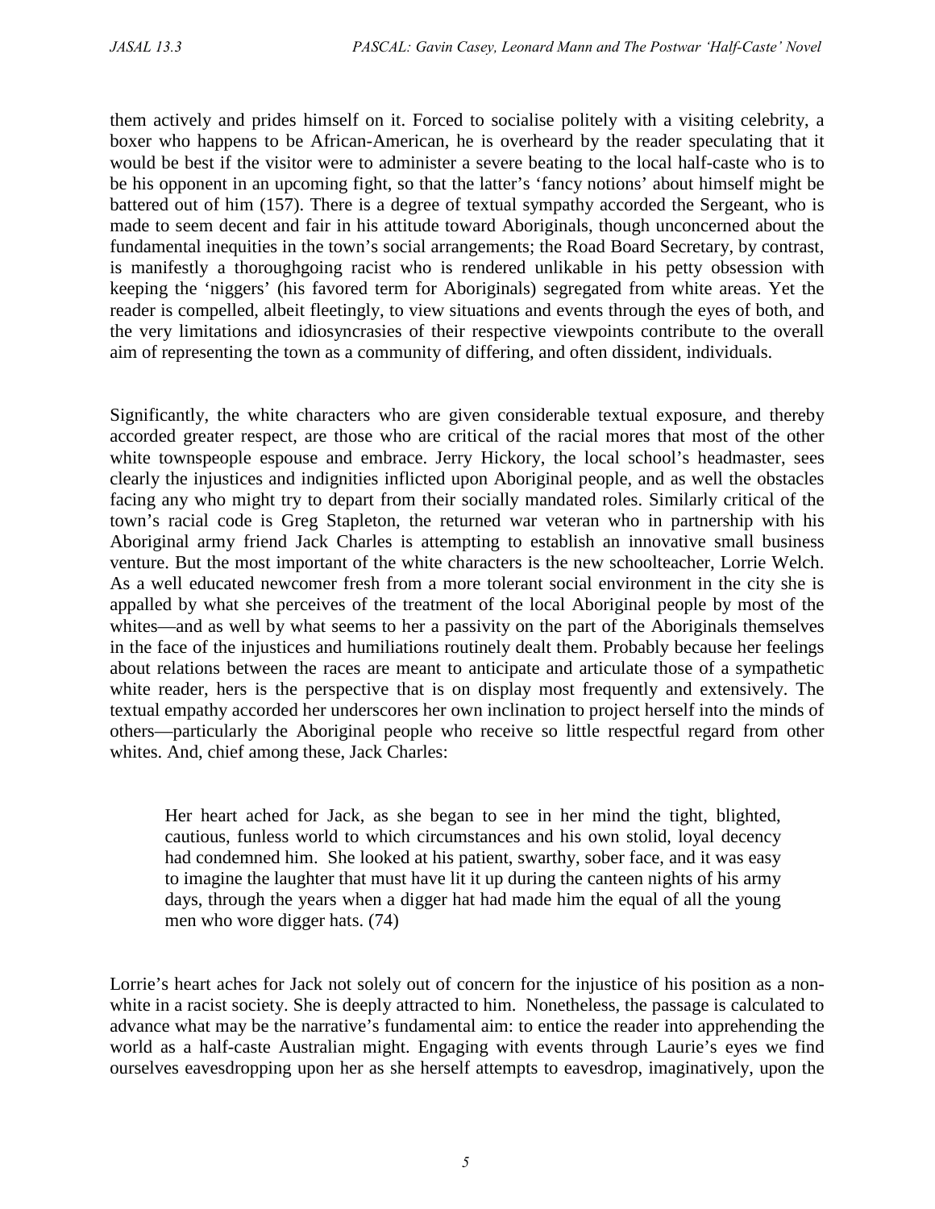them actively and prides himself on it. Forced to socialise politely with a visiting celebrity, a boxer who happens to be African-American, he is overheard by the reader speculating that it would be best if the visitor were to administer a severe beating to the local half-caste who is to be his opponent in an upcoming fight, so that the latter's 'fancy notions' about himself might be battered out of him (157). There is a degree of textual sympathy accorded the Sergeant, who is made to seem decent and fair in his attitude toward Aboriginals, though unconcerned about the fundamental inequities in the town's social arrangements; the Road Board Secretary, by contrast, is manifestly a thoroughgoing racist who is rendered unlikable in his petty obsession with keeping the 'niggers' (his favored term for Aboriginals) segregated from white areas. Yet the reader is compelled, albeit fleetingly, to view situations and events through the eyes of both, and the very limitations and idiosyncrasies of their respective viewpoints contribute to the overall aim of representing the town as a community of differing, and often dissident, individuals.

Significantly, the white characters who are given considerable textual exposure, and thereby accorded greater respect, are those who are critical of the racial mores that most of the other white townspeople espouse and embrace. Jerry Hickory, the local school's headmaster, sees clearly the injustices and indignities inflicted upon Aboriginal people, and as well the obstacles facing any who might try to depart from their socially mandated roles. Similarly critical of the town's racial code is Greg Stapleton, the returned war veteran who in partnership with his Aboriginal army friend Jack Charles is attempting to establish an innovative small business venture. But the most important of the white characters is the new schoolteacher, Lorrie Welch. As a well educated newcomer fresh from a more tolerant social environment in the city she is appalled by what she perceives of the treatment of the local Aboriginal people by most of the whites—and as well by what seems to her a passivity on the part of the Aboriginals themselves in the face of the injustices and humiliations routinely dealt them. Probably because her feelings about relations between the races are meant to anticipate and articulate those of a sympathetic white reader, hers is the perspective that is on display most frequently and extensively. The textual empathy accorded her underscores her own inclination to project herself into the minds of others—particularly the Aboriginal people who receive so little respectful regard from other whites. And, chief among these, Jack Charles:

> Her heart ached for Jack, as she began to see in her mind the tight, blighted, cautious, funless world to which circumstances and his own stolid, loyal decency had condemned him. She looked at his patient, swarthy, sober face, and it was easy to imagine the laughter that must have lit it up during the canteen nights of his army days, through the years when a digger hat had made him the equal of all the young men who wore digger hats. (74)

Lorrie's heart aches for Jack not solely out of concern for the injustice of his position as a non-white in a racist society. She is deeply attracted to him. Nonetheless, the passage is calculated to advance what may be the narrative's fundamental aim: to entice the reader into apprehending the world as a half-caste Australian might. Engaging with events through Laurie's eyes we find ourselves eavesdropping upon her as she herself attempts to eavesdrop, imaginatively, upon the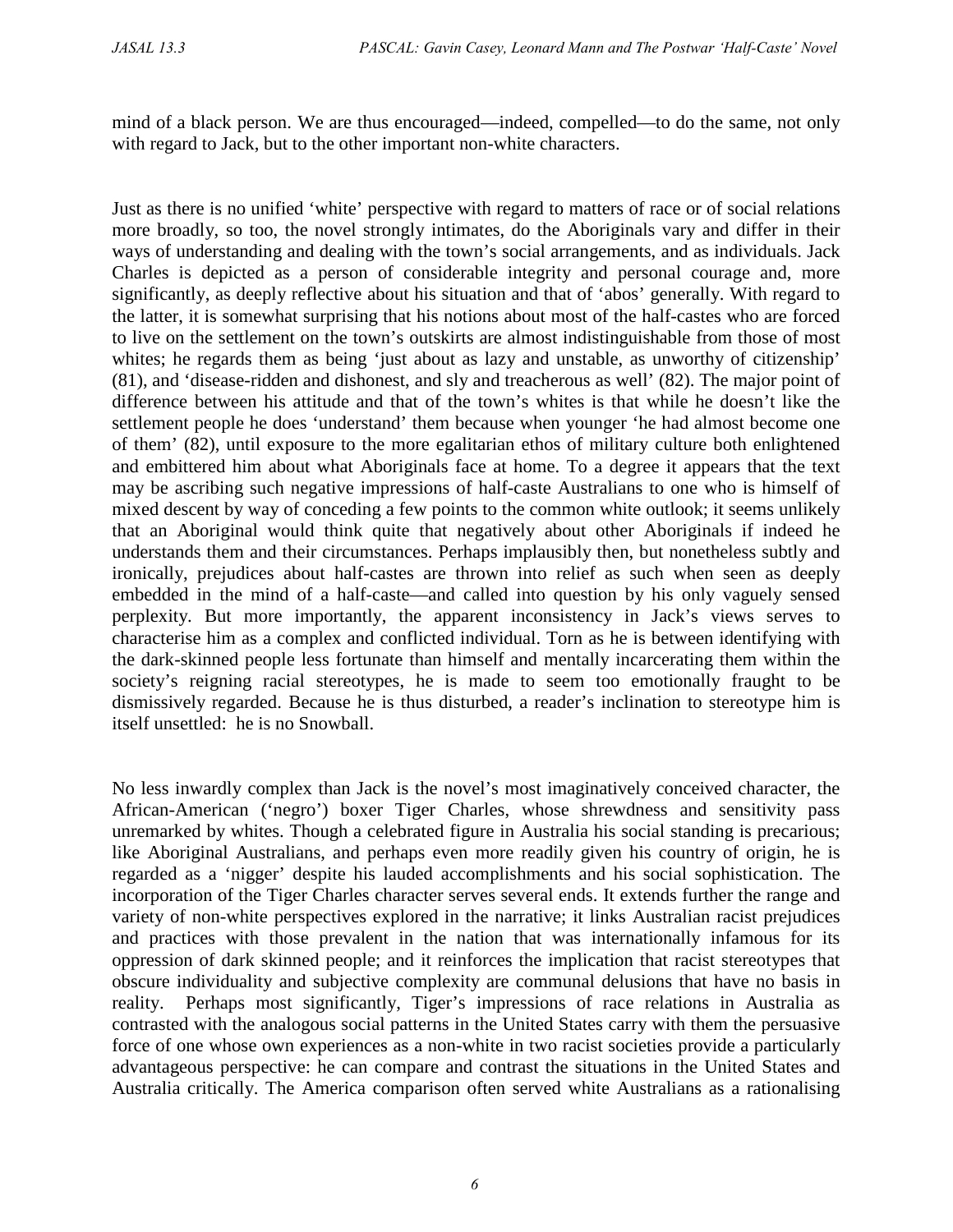mind of a black person. We are thus encouraged—indeed, compelled—to do the same, not only with regard to Jack, but to the other important non-white characters.

Just as there is no unified 'white' perspective with regard to matters of race or of social relations more broadly, so too, the novel strongly intimates, do the Aboriginals vary and differ in their ways of understanding and dealing with the town's social arrangements, and as individuals. Jack Charles is depicted as a person of considerable integrity and personal courage and, more significantly, as deeply reflective about his situation and that of 'abos' generally. With regard to the latter, it is somewhat surprising that his notions about most of the half-castes who are forced to live on the settlement on the town's outskirts are almost indistinguishable from those of most whites; he regards them as being 'just about as lazy and unstable, as unworthy of citizenship' (81), and 'disease-ridden and dishonest, and sly and treacherous as well' (82). The major point of difference between his attitude and that of the town's whites is that while he doesn't like the settlement people he does 'understand' them because when younger 'he had almost become one of them' (82), until exposure to the more egalitarian ethos of military culture both enlightened and embittered him about what Aboriginals face at home. To a degree it appears that the text may be ascribing such negative impressions of half-caste Australians to one who is himself of mixed descent by way of conceding a few points to the common white outlook; it seems unlikely that an Aboriginal would think quite that negatively about other Aboriginals if indeed he understands them and their circumstances. Perhaps implausibly then, but nonetheless subtly and ironically, prejudices about half-castes are thrown into relief as such when seen as deeply embedded in the mind of a half-caste—and called into question by his only vaguely sensed perplexity. But more importantly, the apparent inconsistency in Jack's views serves to characterise him as a complex and conflicted individual. Torn as he is between identifying with the dark-skinned people less fortunate than himself and mentally incarcerating them within the society's reigning racial stereotypes, he is made to seem too emotionally fraught to be dismissively regarded. Because he is thus disturbed, a reader's inclination to stereotype him is itself unsettled: he is no Snowball.

No less inwardly complex than Jack is the novel's most imaginatively conceived character, the African-American ('negro') boxer Tiger Charles, whose shrewdness and sensitivity pass unremarked by whites. Though a celebrated figure in Australia his social standing is precarious; like Aboriginal Australians, and perhaps even more readily given his country of origin, he is regarded as a 'nigger' despite his lauded accomplishments and his social sophistication. The incorporation of the Tiger Charles character serves several ends. It extends further the range and variety of non-white perspectives explored in the narrative; it links Australian racist prejudices and practices with those prevalent in the nation that was internationally infamous for its oppression of dark skinned people; and it reinforces the implication that racist stereotypes that obscure individuality and subjective complexity are communal delusions that have no basis in reality. Perhaps most significantly, Tiger's impressions of race relations in Australia as contrasted with the analogous social patterns in the United States carry with them the persuasive force of one whose own experiences as a non-white in two racist societies provide a particularly advantageous perspective: he can compare and contrast the situations in the United States and Australia critically. The America comparison often served white Australians as a rationalising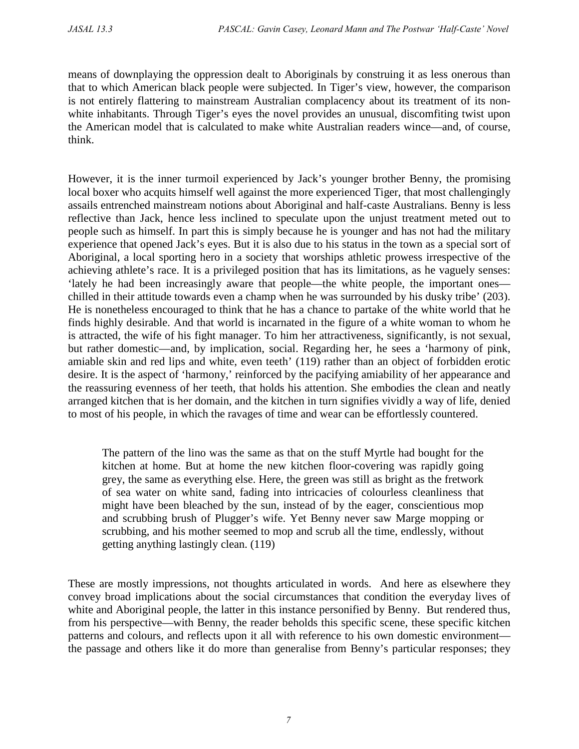means of downplaying the oppression dealt to Aboriginals by construing it as less onerous than that to which American black people were subjected. In Tiger's view, however, the comparison is not entirely flattering to mainstream Australian complacency about its treatment of its non-white inhabitants. Through Tiger's eyes the novel provides an unusual, discomfiting twist upon the American model that is calculated to make white Australian readers wince—and, of course, think.

However, it is the inner turmoil experienced by Jack's younger brother Benny, the promising local boxer who acquits himself well against the more experienced Tiger, that most challengingly assails entrenched mainstream notions about Aboriginal and half-caste Australians. Benny is less reflective than Jack, hence less inclined to speculate upon the unjust treatment meted out to people such as himself. In part this is simply because he is younger and has not had the military experience that opened Jack's eyes. But it is also due to his status in the town as a special sort of Aboriginal, a local sporting hero in a society that worships athletic prowess irrespective of the achieving athlete's race. It is a privileged position that has its limitations, as he vaguely senses: 'lately he had been increasingly aware that people—the white people, the important ones—chilled in their attitude towards even a champ when he was surrounded by his dusky tribe' (203). He is nonetheless encouraged to think that he has a chance to partake of the white world that he finds highly desirable. And that world is incarnated in the figure of a white woman to whom he is attracted, the wife of his fight manager. To him her attractiveness, significantly, is not sexual, but rather domestic—and, by implication, social. Regarding her, he sees a 'harmony of pink, amiable skin and red lips and white, even teeth' (119) rather than an object of forbidden erotic desire. It is the aspect of 'harmony,' reinforced by the pacifying amiability of her appearance and the reassuring evenness of her teeth, that holds his attention. She embodies the clean and neatly arranged kitchen that is her domain, and the kitchen in turn signifies vividly a way of life, denied to most of his people, in which the ravages of time and wear can be effortlessly countered.

> The pattern of the lino was the same as that on the stuff Myrtle had bought for the kitchen at home. But at home the new kitchen floor-covering was rapidly going grey, the same as everything else. Here, the green was still as bright as the fretwork of sea water on white sand, fading into intricacies of colourless cleanliness that might have been bleached by the sun, instead of by the eager, conscientious mop and scrubbing brush of Plugger's wife. Yet Benny never saw Marge mopping or scrubbing, and his mother seemed to mop and scrub all the time, endlessly, without getting anything lastingly clean. (119)

These are mostly impressions, not thoughts articulated in words. And here as elsewhere they convey broad implications about the social circumstances that condition the everyday lives of white and Aboriginal people, the latter in this instance personified by Benny. But rendered thus, from his perspective—with Benny, the reader beholds this specific scene, these specific kitchen patterns and colours, and reflects upon it all with reference to his own domestic environment—the passage and others like it do more than generalise from Benny's particular responses; they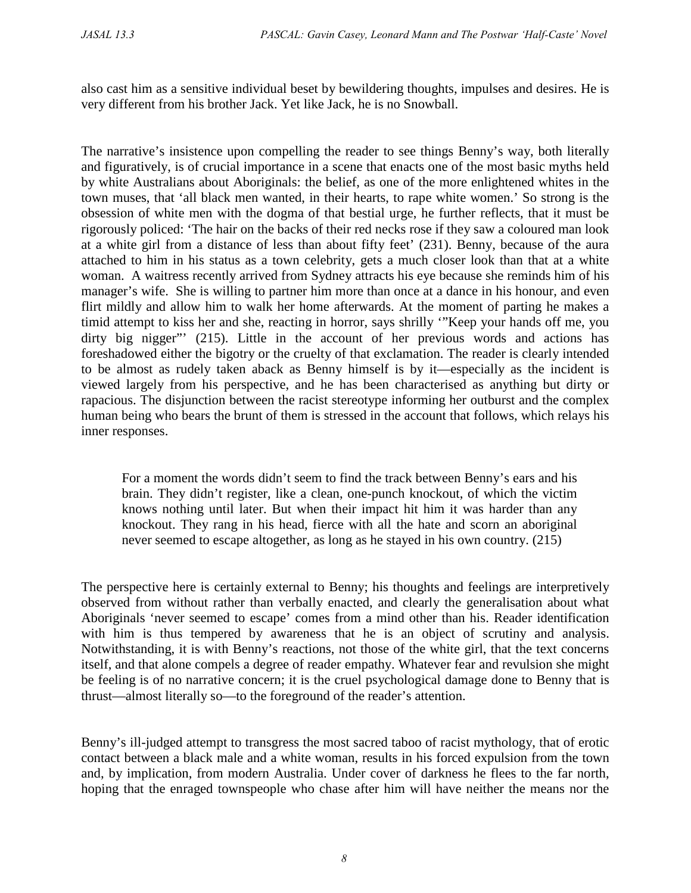also cast him as a sensitive individual beset by bewildering thoughts, impulses and desires. He is very different from his brother Jack. Yet like Jack, he is no Snowball.

The narrative's insistence upon compelling the reader to see things Benny's way, both literally and figuratively, is of crucial importance in a scene that enacts one of the most basic myths held by white Australians about Aboriginals: the belief, as one of the more enlightened whites in the town muses, that 'all black men wanted, in their hearts, to rape white women.' So strong is the obsession of white men with the dogma of that bestial urge, he further reflects, that it must be rigorously policed: 'The hair on the backs of their red necks rose if they saw a coloured man look at a white girl from a distance of less than about fifty feet' (231). Benny, because of the aura attached to him in his status as a town celebrity, gets a much closer look than that at a white woman. A waitress recently arrived from Sydney attracts his eye because she reminds him of his manager's wife. She is willing to partner him more than once at a dance in his honour, and even flirt mildly and allow him to walk her home afterwards. At the moment of parting he makes a timid attempt to kiss her and she, reacting in horror, says shrilly '"Keep your hands off me, you dirty big nigger"' (215). Little in the account of her previous words and actions has foreshadowed either the bigotry or the cruelty of that exclamation. The reader is clearly intended to be almost as rudely taken aback as Benny himself is by it—especially as the incident is viewed largely from his perspective, and he has been characterised as anything but dirty or rapacious. The disjunction between the racist stereotype informing her outburst and the complex human being who bears the brunt of them is stressed in the account that follows, which relays his inner responses.

> For a moment the words didn't seem to find the track between Benny's ears and his brain. They didn't register, like a clean, one-punch knockout, of which the victim knows nothing until later. But when their impact hit him it was harder than any knockout. They rang in his head, fierce with all the hate and scorn an aboriginal never seemed to escape altogether, as long as he stayed in his own country. (215)

The perspective here is certainly external to Benny; his thoughts and feelings are interpretively observed from without rather than verbally enacted, and clearly the generalisation about what Aboriginals 'never seemed to escape' comes from a mind other than his. Reader identification with him is thus tempered by awareness that he is an object of scrutiny and analysis. Notwithstanding, it is with Benny's reactions, not those of the white girl, that the text concerns itself, and that alone compels a degree of reader empathy. Whatever fear and revulsion she might be feeling is of no narrative concern; it is the cruel psychological damage done to Benny that is thrust—almost literally so—to the foreground of the reader's attention.

Benny's ill-judged attempt to transgress the most sacred taboo of racist mythology, that of erotic contact between a black male and a white woman, results in his forced expulsion from the town and, by implication, from modern Australia. Under cover of darkness he flees to the far north, hoping that the enraged townspeople who chase after him will have neither the means nor the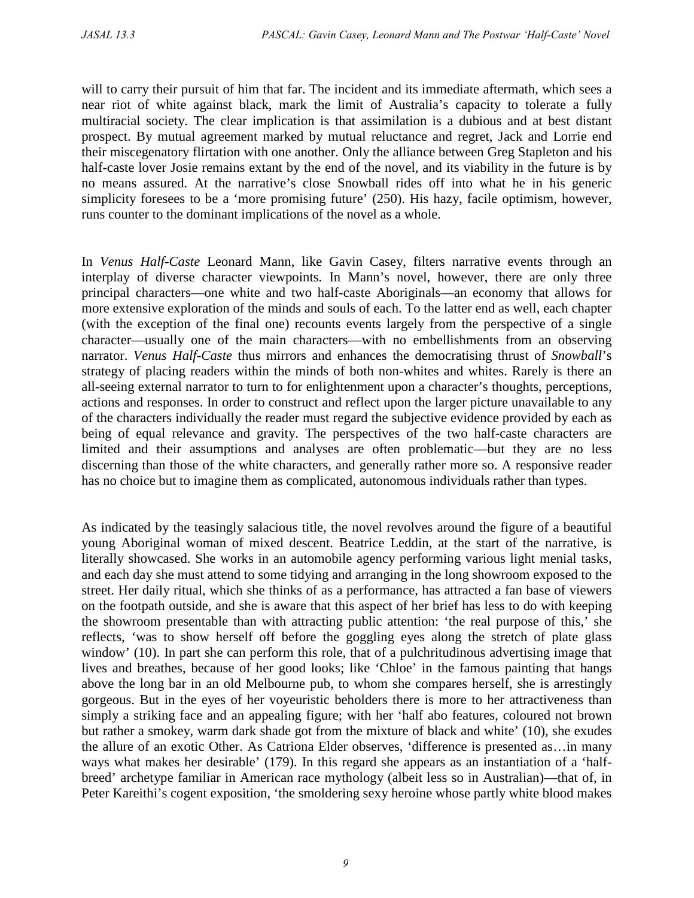will to carry their pursuit of him that far. The incident and its immediate aftermath, which sees a near riot of white against black, mark the limit of Australia's capacity to tolerate a fully multiracial society. The clear implication is that assimilation is a dubious and at best distant prospect. By mutual agreement marked by mutual reluctance and regret, Jack and Lorrie end their miscegenatory flirtation with one another. Only the alliance between Greg Stapleton and his half-caste lover Josie remains extant by the end of the novel, and its viability in the future is by no means assured. At the narrative's close Snowball rides off into what he in his generic simplicity foresees to be a 'more promising future' (250). His hazy, facile optimism, however, runs counter to the dominant implications of the novel as a whole.

In *Venus Half-Caste* Leonard Mann, like Gavin Casey, filters narrative events through an interplay of diverse character viewpoints. In Mann's novel, however, there are only three principal characters—one white and two half-caste Aboriginals—an economy that allows for more extensive exploration of the minds and souls of each. To the latter end as well, each chapter (with the exception of the final one) recounts events largely from the perspective of a single character—usually one of the main characters—with no embellishments from an observing narrator. *Venus Half-Caste* thus mirrors and enhances the democratising thrust of *Snowball*'s strategy of placing readers within the minds of both non-whites and whites. Rarely is there an all-seeing external narrator to turn to for enlightenment upon a character's thoughts, perceptions, actions and responses. In order to construct and reflect upon the larger picture unavailable to any of the characters individually the reader must regard the subjective evidence provided by each as being of equal relevance and gravity. The perspectives of the two half-caste characters are limited and their assumptions and analyses are often problematic—but they are no less discerning than those of the white characters, and generally rather more so. A responsive reader has no choice but to imagine them as complicated, autonomous individuals rather than types.

As indicated by the teasingly salacious title, the novel revolves around the figure of a beautiful young Aboriginal woman of mixed descent. Beatrice Leddin, at the start of the narrative, is literally showcased. She works in an automobile agency performing various light menial tasks, and each day she must attend to some tidying and arranging in the long showroom exposed to the street. Her daily ritual, which she thinks of as a performance, has attracted a fan base of viewers on the footpath outside, and she is aware that this aspect of her brief has less to do with keeping the showroom presentable than with attracting public attention: 'the real purpose of this,' she reflects, 'was to show herself off before the goggling eyes along the stretch of plate glass window' (10). In part she can perform this role, that of a pulchritudinous advertising image that lives and breathes, because of her good looks; like 'Chloe' in the famous painting that hangs above the long bar in an old Melbourne pub, to whom she compares herself, she is arrestingly gorgeous. But in the eyes of her voyeuristic beholders there is more to her attractiveness than simply a striking face and an appealing figure; with her 'half abo features, coloured not brown but rather a smokey, warm dark shade got from the mixture of black and white' (10), she exudes the allure of an exotic Other. As Catriona Elder observes, 'difference is presented as…in many ways what makes her desirable' (179). In this regard she appears as an instantiation of a 'half-breed' archetype familiar in American race mythology (albeit less so in Australian)—that of, in Peter Kareithi's cogent exposition, 'the smoldering sexy heroine whose partly white blood makes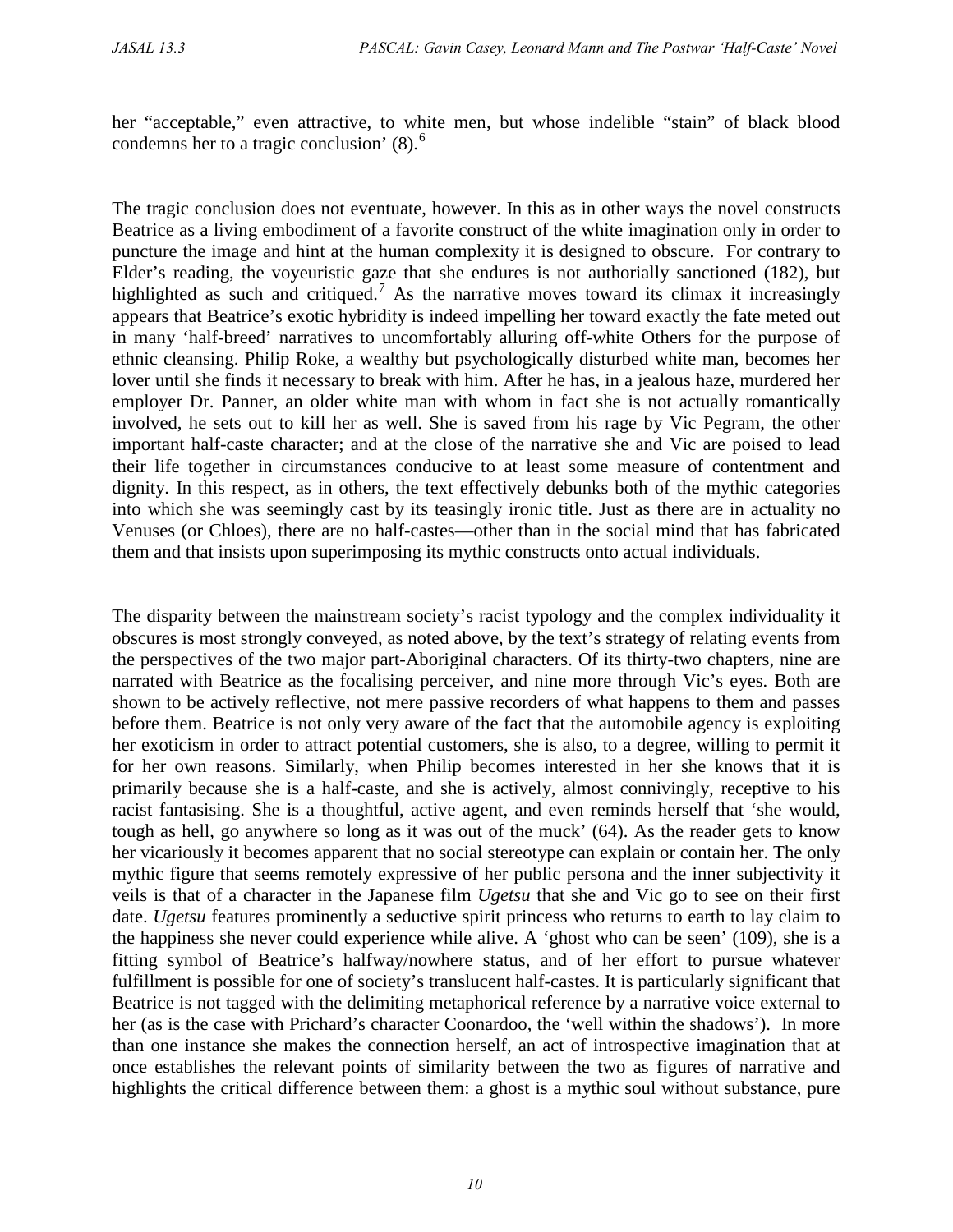her "acceptable," even attractive, to white men, but whose indelible "stain" of black blood condemns her to a tragic conclusion' (8).[6]

The tragic conclusion does not eventuate, however. In this as in other ways the novel constructs Beatrice as a living embodiment of a favorite construct of the white imagination only in order to puncture the image and hint at the human complexity it is designed to obscure. For contrary to Elder's reading, the voyeuristic gaze that she endures is not authorially sanctioned (182), but highlighted as such and critiqued.[7] As the narrative moves toward its climax it increasingly appears that Beatrice's exotic hybridity is indeed impelling her toward exactly the fate meted out in many 'half-breed' narratives to uncomfortably alluring off-white Others for the purpose of ethnic cleansing. Philip Roke, a wealthy but psychologically disturbed white man, becomes her lover until she finds it necessary to break with him. After he has, in a jealous haze, murdered her employer Dr. Panner, an older white man with whom in fact she is not actually romantically involved, he sets out to kill her as well. She is saved from his rage by Vic Pegram, the other important half-caste character; and at the close of the narrative she and Vic are poised to lead their life together in circumstances conducive to at least some measure of contentment and dignity. In this respect, as in others, the text effectively debunks both of the mythic categories into which she was seemingly cast by its teasingly ironic title. Just as there are in actuality no Venuses (or Chloes), there are no half-castes—other than in the social mind that has fabricated them and that insists upon superimposing its mythic constructs onto actual individuals.

The disparity between the mainstream society's racist typology and the complex individuality it obscures is most strongly conveyed, as noted above, by the text's strategy of relating events from the perspectives of the two major part-Aboriginal characters. Of its thirty-two chapters, nine are narrated with Beatrice as the focalising perceiver, and nine more through Vic's eyes. Both are shown to be actively reflective, not mere passive recorders of what happens to them and passes before them. Beatrice is not only very aware of the fact that the automobile agency is exploiting her exoticism in order to attract potential customers, she is also, to a degree, willing to permit it for her own reasons. Similarly, when Philip becomes interested in her she knows that it is primarily because she is a half-caste, and she is actively, almost connivingly, receptive to his racist fantasising. She is a thoughtful, active agent, and even reminds herself that 'she would, tough as hell, go anywhere so long as it was out of the muck' (64). As the reader gets to know her vicariously it becomes apparent that no social stereotype can explain or contain her. The only mythic figure that seems remotely expressive of her public persona and the inner subjectivity it veils is that of a character in the Japanese film *Ugetsu* that she and Vic go to see on their first date. *Ugetsu* features prominently a seductive spirit princess who returns to earth to lay claim to the happiness she never could experience while alive. A 'ghost who can be seen' (109), she is a fitting symbol of Beatrice's halfway/nowhere status, and of her effort to pursue whatever fulfillment is possible for one of society's translucent half-castes. It is particularly significant that Beatrice is not tagged with the delimiting metaphorical reference by a narrative voice external to her (as is the case with Prichard's character Coonardoo, the 'well within the shadows'). In more than one instance she makes the connection herself, an act of introspective imagination that at once establishes the relevant points of similarity between the two as figures of narrative and highlights the critical difference between them: a ghost is a mythic soul without substance, pure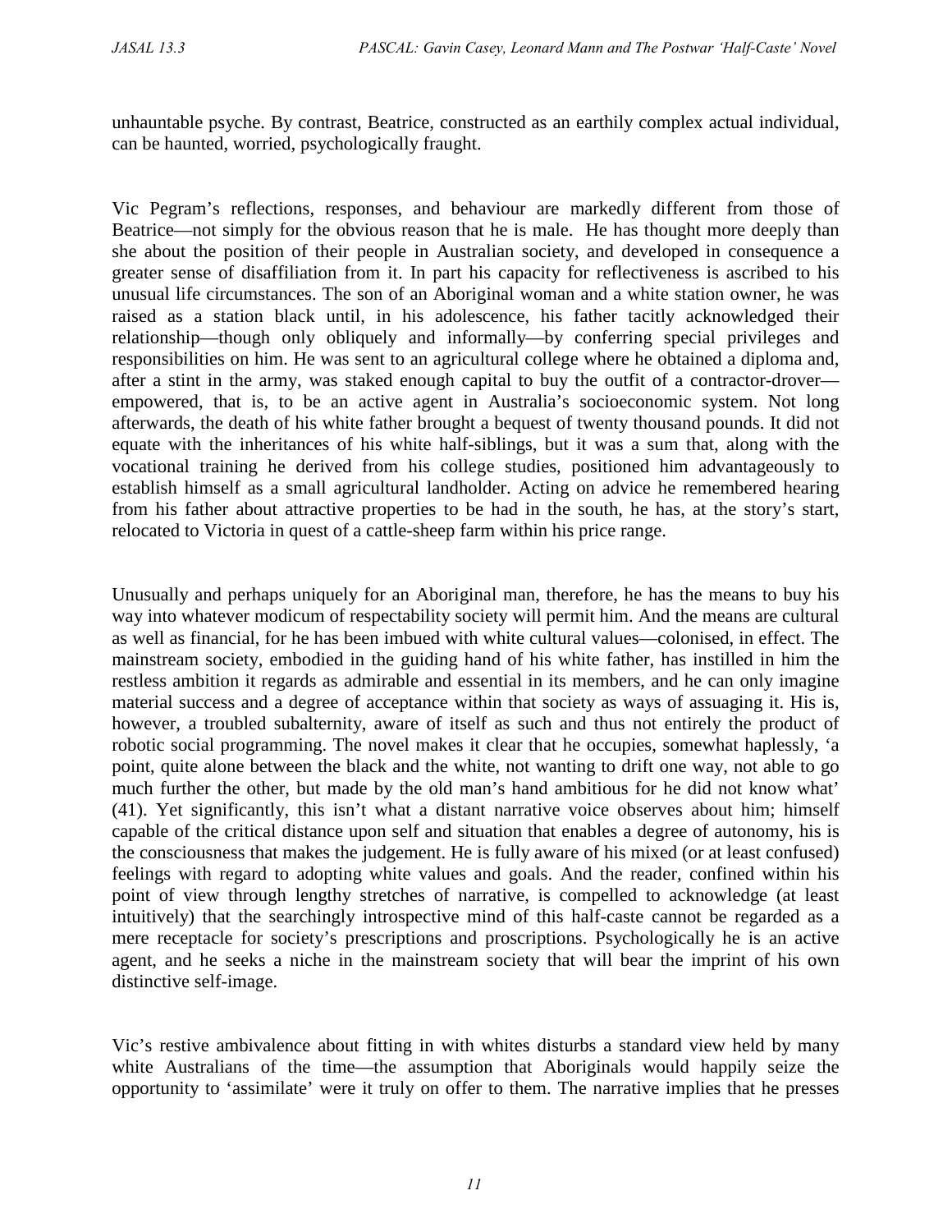unhauntable psyche. By contrast, Beatrice, constructed as an earthily complex actual individual, can be haunted, worried, psychologically fraught.

Vic Pegram's reflections, responses, and behaviour are markedly different from those of Beatrice—not simply for the obvious reason that he is male. He has thought more deeply than she about the position of their people in Australian society, and developed in consequence a greater sense of disaffiliation from it. In part his capacity for reflectiveness is ascribed to his unusual life circumstances. The son of an Aboriginal woman and a white station owner, he was raised as a station black until, in his adolescence, his father tacitly acknowledged their relationship—though only obliquely and informally—by conferring special privileges and responsibilities on him. He was sent to an agricultural college where he obtained a diploma and, after a stint in the army, was staked enough capital to buy the outfit of a contractor-drover—empowered, that is, to be an active agent in Australia's socioeconomic system. Not long afterwards, the death of his white father brought a bequest of twenty thousand pounds. It did not equate with the inheritances of his white half-siblings, but it was a sum that, along with the vocational training he derived from his college studies, positioned him advantageously to establish himself as a small agricultural landholder. Acting on advice he remembered hearing from his father about attractive properties to be had in the south, he has, at the story's start, relocated to Victoria in quest of a cattle-sheep farm within his price range.

Unusually and perhaps uniquely for an Aboriginal man, therefore, he has the means to buy his way into whatever modicum of respectability society will permit him. And the means are cultural as well as financial, for he has been imbued with white cultural values—colonised, in effect. The mainstream society, embodied in the guiding hand of his white father, has instilled in him the restless ambition it regards as admirable and essential in its members, and he can only imagine material success and a degree of acceptance within that society as ways of assuaging it. His is, however, a troubled subalternity, aware of itself as such and thus not entirely the product of robotic social programming. The novel makes it clear that he occupies, somewhat haplessly, 'a point, quite alone between the black and the white, not wanting to drift one way, not able to go much further the other, but made by the old man's hand ambitious for he did not know what' (41). Yet significantly, this isn't what a distant narrative voice observes about him; himself capable of the critical distance upon self and situation that enables a degree of autonomy, his is the consciousness that makes the judgement. He is fully aware of his mixed (or at least confused) feelings with regard to adopting white values and goals. And the reader, confined within his point of view through lengthy stretches of narrative, is compelled to acknowledge (at least intuitively) that the searchingly introspective mind of this half-caste cannot be regarded as a mere receptacle for society's prescriptions and proscriptions. Psychologically he is an active agent, and he seeks a niche in the mainstream society that will bear the imprint of his own distinctive self-image.

Vic's restive ambivalence about fitting in with whites disturbs a standard view held by many white Australians of the time—the assumption that Aboriginals would happily seize the opportunity to 'assimilate' were it truly on offer to them. The narrative implies that he presses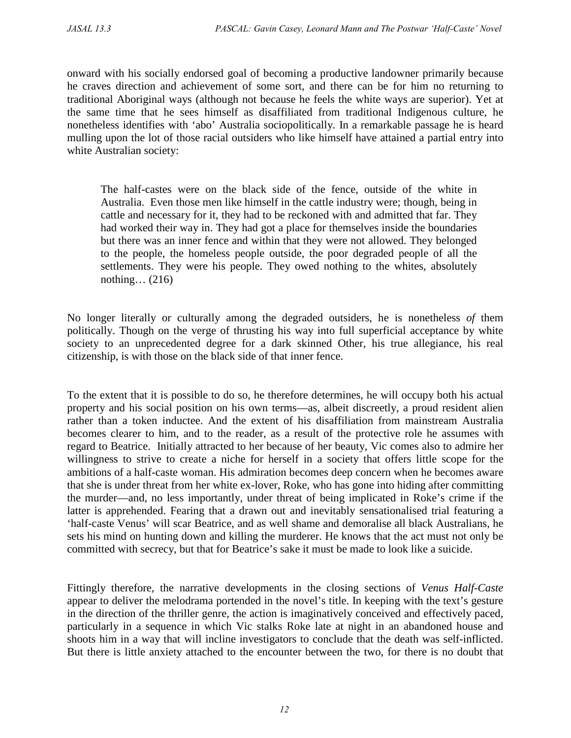onward with his socially endorsed goal of becoming a productive landowner primarily because he craves direction and achievement of some sort, and there can be for him no returning to traditional Aboriginal ways (although not because he feels the white ways are superior). Yet at the same time that he sees himself as disaffiliated from traditional Indigenous culture, he nonetheless identifies with 'abo' Australia sociopolitically. In a remarkable passage he is heard mulling upon the lot of those racial outsiders who like himself have attained a partial entry into white Australian society:

> The half-castes were on the black side of the fence, outside of the white in Australia. Even those men like himself in the cattle industry were; though, being in cattle and necessary for it, they had to be reckoned with and admitted that far. They had worked their way in. They had got a place for themselves inside the boundaries but there was an inner fence and within that they were not allowed. They belonged to the people, the homeless people outside, the poor degraded people of all the settlements. They were his people. They owed nothing to the whites, absolutely nothing… (216)

No longer literally or culturally among the degraded outsiders, he is nonetheless *of* them politically. Though on the verge of thrusting his way into full superficial acceptance by white society to an unprecedented degree for a dark skinned Other, his true allegiance, his real citizenship, is with those on the black side of that inner fence.

To the extent that it is possible to do so, he therefore determines, he will occupy both his actual property and his social position on his own terms—as, albeit discreetly, a proud resident alien rather than a token inductee. And the extent of his disaffiliation from mainstream Australia becomes clearer to him, and to the reader, as a result of the protective role he assumes with regard to Beatrice. Initially attracted to her because of her beauty, Vic comes also to admire her willingness to strive to create a niche for herself in a society that offers little scope for the ambitions of a half-caste woman. His admiration becomes deep concern when he becomes aware that she is under threat from her white ex-lover, Roke, who has gone into hiding after committing the murder—and, no less importantly, under threat of being implicated in Roke's crime if the latter is apprehended. Fearing that a drawn out and inevitably sensationalised trial featuring a 'half-caste Venus' will scar Beatrice, and as well shame and demoralise all black Australians, he sets his mind on hunting down and killing the murderer. He knows that the act must not only be committed with secrecy, but that for Beatrice's sake it must be made to look like a suicide.

Fittingly therefore, the narrative developments in the closing sections of *Venus Half-Caste* appear to deliver the melodrama portended in the novel's title. In keeping with the text's gesture in the direction of the thriller genre, the action is imaginatively conceived and effectively paced, particularly in a sequence in which Vic stalks Roke late at night in an abandoned house and shoots him in a way that will incline investigators to conclude that the death was self-inflicted. But there is little anxiety attached to the encounter between the two, for there is no doubt that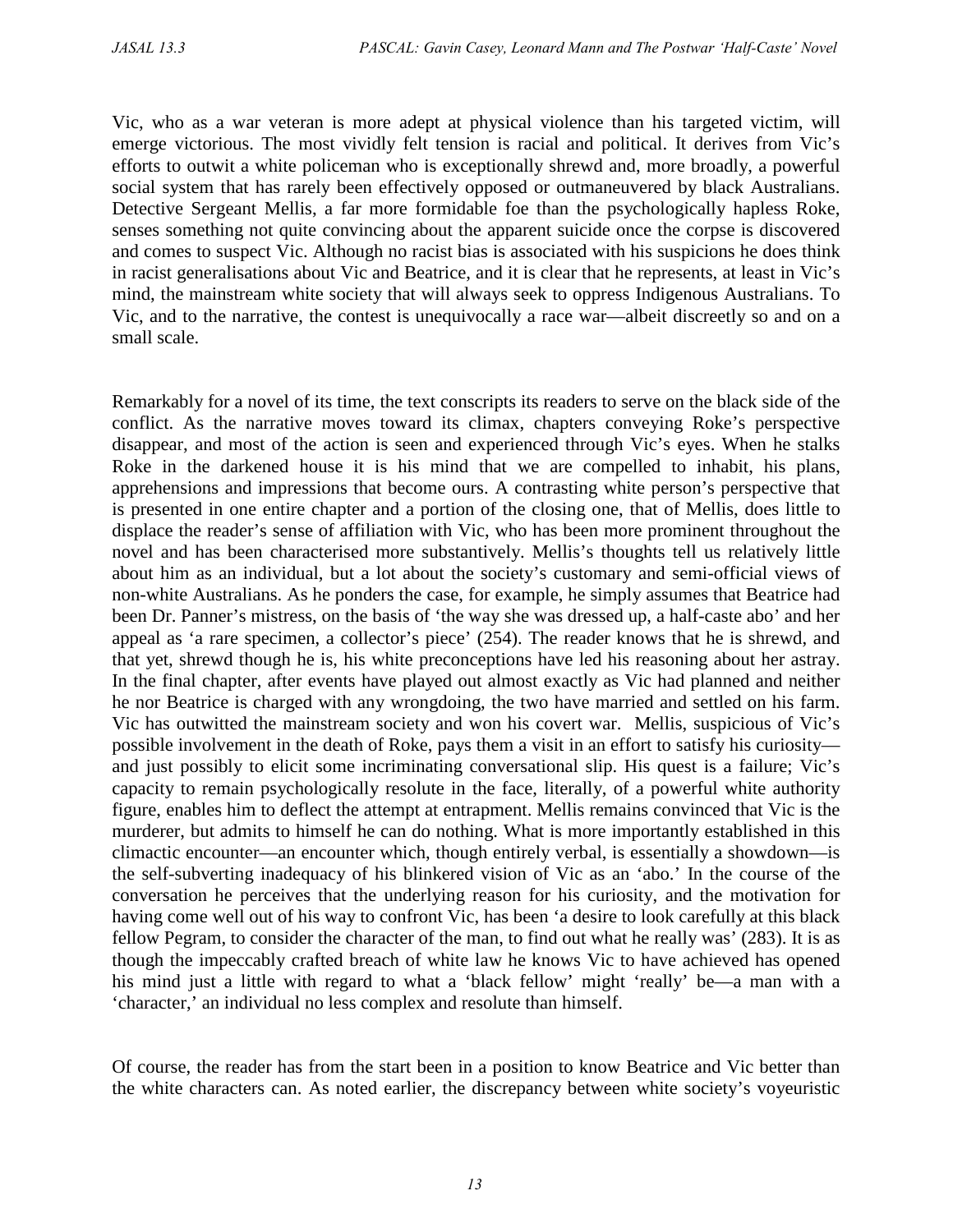Vic, who as a war veteran is more adept at physical violence than his targeted victim, will emerge victorious. The most vividly felt tension is racial and political. It derives from Vic's efforts to outwit a white policeman who is exceptionally shrewd and, more broadly, a powerful social system that has rarely been effectively opposed or outmaneuvered by black Australians. Detective Sergeant Mellis, a far more formidable foe than the psychologically hapless Roke, senses something not quite convincing about the apparent suicide once the corpse is discovered and comes to suspect Vic. Although no racist bias is associated with his suspicions he does think in racist generalisations about Vic and Beatrice, and it is clear that he represents, at least in Vic's mind, the mainstream white society that will always seek to oppress Indigenous Australians. To Vic, and to the narrative, the contest is unequivocally a race war—albeit discreetly so and on a small scale.

Remarkably for a novel of its time, the text conscripts its readers to serve on the black side of the conflict. As the narrative moves toward its climax, chapters conveying Roke's perspective disappear, and most of the action is seen and experienced through Vic's eyes. When he stalks Roke in the darkened house it is his mind that we are compelled to inhabit, his plans, apprehensions and impressions that become ours. A contrasting white person's perspective that is presented in one entire chapter and a portion of the closing one, that of Mellis, does little to displace the reader's sense of affiliation with Vic, who has been more prominent throughout the novel and has been characterised more substantively. Mellis's thoughts tell us relatively little about him as an individual, but a lot about the society's customary and semi-official views of non-white Australians. As he ponders the case, for example, he simply assumes that Beatrice had been Dr. Panner's mistress, on the basis of 'the way she was dressed up, a half-caste abo' and her appeal as 'a rare specimen, a collector's piece' (254). The reader knows that he is shrewd, and that yet, shrewd though he is, his white preconceptions have led his reasoning about her astray. In the final chapter, after events have played out almost exactly as Vic had planned and neither he nor Beatrice is charged with any wrongdoing, the two have married and settled on his farm. Vic has outwitted the mainstream society and won his covert war. Mellis, suspicious of Vic's possible involvement in the death of Roke, pays them a visit in an effort to satisfy his curiosity—and just possibly to elicit some incriminating conversational slip. His quest is a failure; Vic's capacity to remain psychologically resolute in the face, literally, of a powerful white authority figure, enables him to deflect the attempt at entrapment. Mellis remains convinced that Vic is the murderer, but admits to himself he can do nothing. What is more importantly established in this climactic encounter—an encounter which, though entirely verbal, is essentially a showdown—is the self-subverting inadequacy of his blinkered vision of Vic as an 'abo.' In the course of the conversation he perceives that the underlying reason for his curiosity, and the motivation for having come well out of his way to confront Vic, has been 'a desire to look carefully at this black fellow Pegram, to consider the character of the man, to find out what he really was' (283). It is as though the impeccably crafted breach of white law he knows Vic to have achieved has opened his mind just a little with regard to what a 'black fellow' might 'really' be—a man with a 'character,' an individual no less complex and resolute than himself.

Of course, the reader has from the start been in a position to know Beatrice and Vic better than the white characters can. As noted earlier, the discrepancy between white society's voyeuristic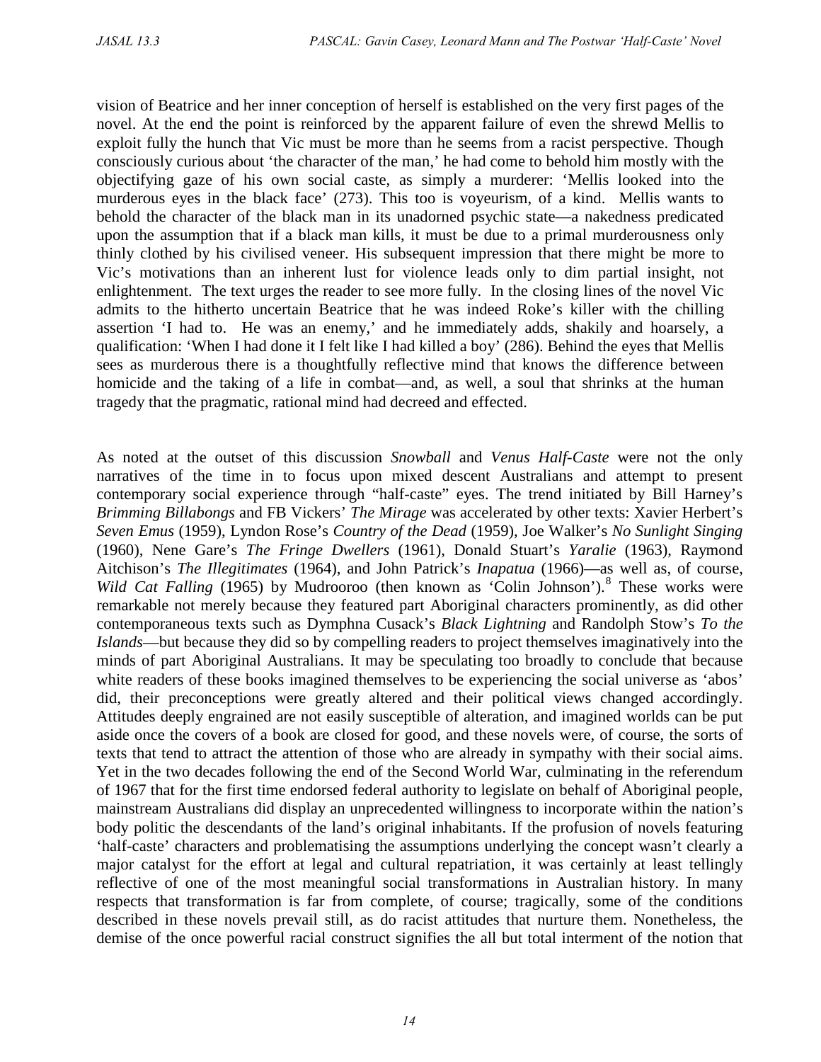vision of Beatrice and her inner conception of herself is established on the very first pages of the novel. At the end the point is reinforced by the apparent failure of even the shrewd Mellis to exploit fully the hunch that Vic must be more than he seems from a racist perspective. Though consciously curious about 'the character of the man,' he had come to behold him mostly with the objectifying gaze of his own social caste, as simply a murderer: 'Mellis looked into the murderous eyes in the black face' (273). This too is voyeurism, of a kind. Mellis wants to behold the character of the black man in its unadorned psychic state—a nakedness predicated upon the assumption that if a black man kills, it must be due to a primal murderousness only thinly clothed by his civilised veneer. His subsequent impression that there might be more to Vic's motivations than an inherent lust for violence leads only to dim partial insight, not enlightenment. The text urges the reader to see more fully. In the closing lines of the novel Vic admits to the hitherto uncertain Beatrice that he was indeed Roke's killer with the chilling assertion 'I had to. He was an enemy,' and he immediately adds, shakily and hoarsely, a qualification: 'When I had done it I felt like I had killed a boy' (286). Behind the eyes that Mellis sees as murderous there is a thoughtfully reflective mind that knows the difference between homicide and the taking of a life in combat—and, as well, a soul that shrinks at the human tragedy that the pragmatic, rational mind had decreed and effected.

As noted at the outset of this discussion *Snowball* and *Venus Half-Caste* were not the only narratives of the time in to focus upon mixed descent Australians and attempt to present contemporary social experience through "half-caste" eyes. The trend initiated by Bill Harney's *Brimming Billabongs* and FB Vickers' *The Mirage* was accelerated by other texts: Xavier Herbert's *Seven Emus* (1959), Lyndon Rose's *Country of the Dead* (1959), Joe Walker's *No Sunlight Singing* (1960), Nene Gare's *The Fringe Dwellers* (1961), Donald Stuart's *Yaralie* (1963), Raymond Aitchison's *The Illegitimates* (1964), and John Patrick's *Inapatua* (1966)—as well as, of course, *Wild Cat Falling* (1965) by Mudrooroo (then known as 'Colin Johnson').[8] These works were remarkable not merely because they featured part Aboriginal characters prominently, as did other contemporaneous texts such as Dymphna Cusack's *Black Lightning* and Randolph Stow's *To the Islands*—but because they did so by compelling readers to project themselves imaginatively into the minds of part Aboriginal Australians. It may be speculating too broadly to conclude that because white readers of these books imagined themselves to be experiencing the social universe as 'abos' did, their preconceptions were greatly altered and their political views changed accordingly. Attitudes deeply engrained are not easily susceptible of alteration, and imagined worlds can be put aside once the covers of a book are closed for good, and these novels were, of course, the sorts of texts that tend to attract the attention of those who are already in sympathy with their social aims. Yet in the two decades following the end of the Second World War, culminating in the referendum of 1967 that for the first time endorsed federal authority to legislate on behalf of Aboriginal people, mainstream Australians did display an unprecedented willingness to incorporate within the nation's body politic the descendants of the land's original inhabitants. If the profusion of novels featuring 'half-caste' characters and problematising the assumptions underlying the concept wasn't clearly a major catalyst for the effort at legal and cultural repatriation, it was certainly at least tellingly reflective of one of the most meaningful social transformations in Australian history. In many respects that transformation is far from complete, of course; tragically, some of the conditions described in these novels prevail still, as do racist attitudes that nurture them. Nonetheless, the demise of the once powerful racial construct signifies the all but total interment of the notion that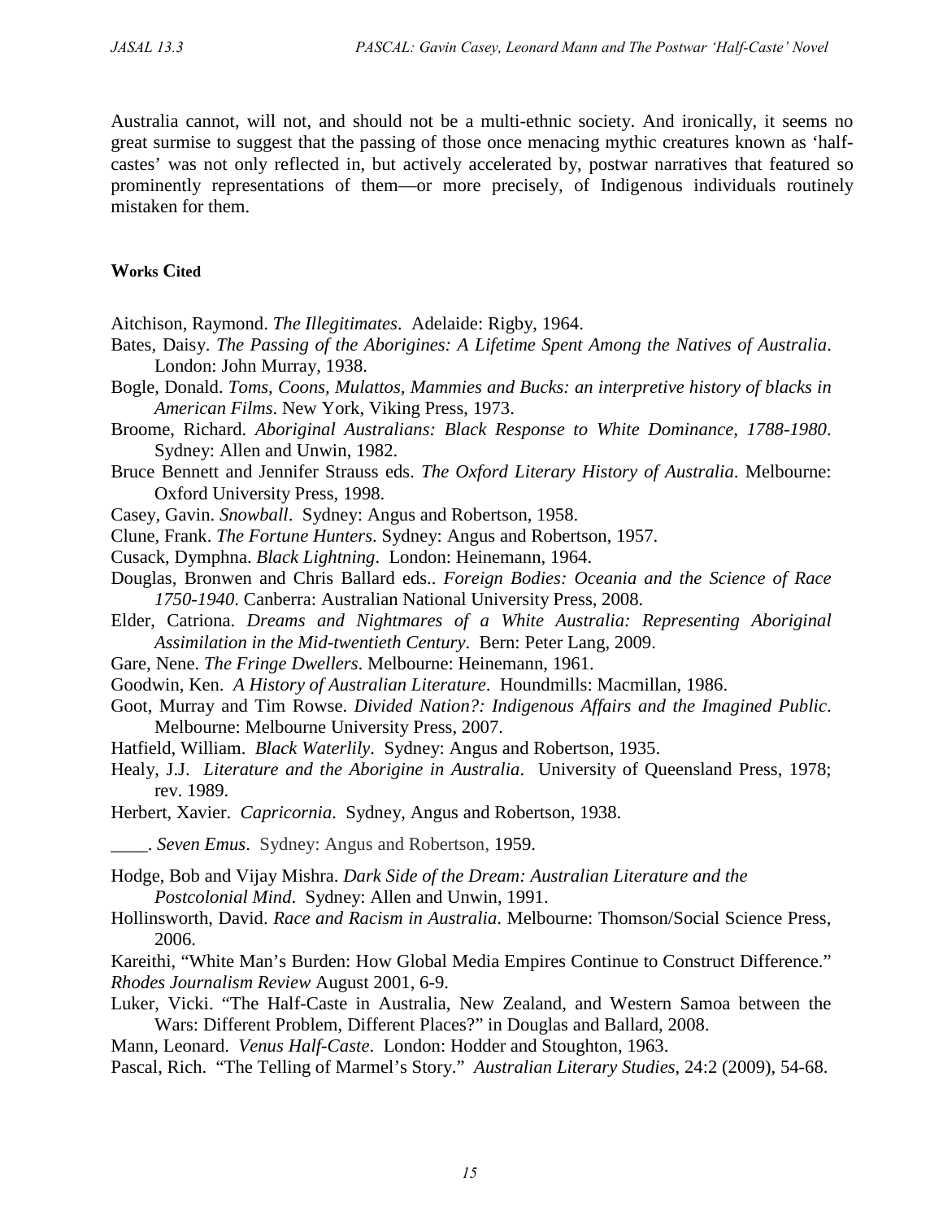Australia cannot, will not, and should not be a multi-ethnic society. And ironically, it seems no great surmise to suggest that the passing of those once menacing mythic creatures known as 'half-castes' was not only reflected in, but actively accelerated by, postwar narratives that featured so prominently representations of them—or more precisely, of Indigenous individuals routinely mistaken for them.

#### Works Cited

Aitchison, Raymond. *The Illegitimates*. Adelaide: Rigby, 1964.

Bates, Daisy. *The Passing of the Aborigines: A Lifetime Spent Among the Natives of Australia*. London: John Murray, 1938.

Bogle, Donald. *Toms, Coons, Mulattos, Mammies and Bucks: an interpretive history of blacks in American Films*. New York, Viking Press, 1973.

Broome, Richard. *Aboriginal Australians: Black Response to White Dominance, 1788-1980*. Sydney: Allen and Unwin, 1982.

Bruce Bennett and Jennifer Strauss eds. *The Oxford Literary History of Australia*. Melbourne: Oxford University Press, 1998.

Casey, Gavin. *Snowball*. Sydney: Angus and Robertson, 1958.

Clune, Frank. *The Fortune Hunters*. Sydney: Angus and Robertson, 1957.

Cusack, Dymphna. *Black Lightning*. London: Heinemann, 1964.

Douglas, Bronwen and Chris Ballard eds.. *Foreign Bodies: Oceania and the Science of Race 1750-1940*. Canberra: Australian National University Press, 2008.

Elder, Catriona. *Dreams and Nightmares of a White Australia: Representing Aboriginal Assimilation in the Mid-twentieth Century*. Bern: Peter Lang, 2009.

Gare, Nene. *The Fringe Dwellers*. Melbourne: Heinemann, 1961.

Goodwin, Ken. *A History of Australian Literature*. Houndmills: Macmillan, 1986.

Goot, Murray and Tim Rowse. *Divided Nation?: Indigenous Affairs and the Imagined Public*. Melbourne: Melbourne University Press, 2007.

Hatfield, William. *Black Waterlily*. Sydney: Angus and Robertson, 1935.

Healy, J.J. *Literature and the Aborigine in Australia*. University of Queensland Press, 1978; rev. 1989.

Herbert, Xavier. *Capricornia*. Sydney, Angus and Robertson, 1938.

____. *Seven Emus*. Sydney: Angus and Robertson, 1959.

Hodge, Bob and Vijay Mishra. *Dark Side of the Dream: Australian Literature and the Postcolonial Mind*. Sydney: Allen and Unwin, 1991.

Hollinsworth, David. *Race and Racism in Australia*. Melbourne: Thomson/Social Science Press, 2006.

Kareithi, "White Man's Burden: How Global Media Empires Continue to Construct Difference." *Rhodes Journalism Review* August 2001, 6-9.

Luker, Vicki. "The Half-Caste in Australia, New Zealand, and Western Samoa between the Wars: Different Problem, Different Places?" in Douglas and Ballard, 2008.

Mann, Leonard. *Venus Half-Caste*. London: Hodder and Stoughton, 1963.

Pascal, Rich. "The Telling of Marmel's Story." *Australian Literary Studies*, 24:2 (2009), 54-68.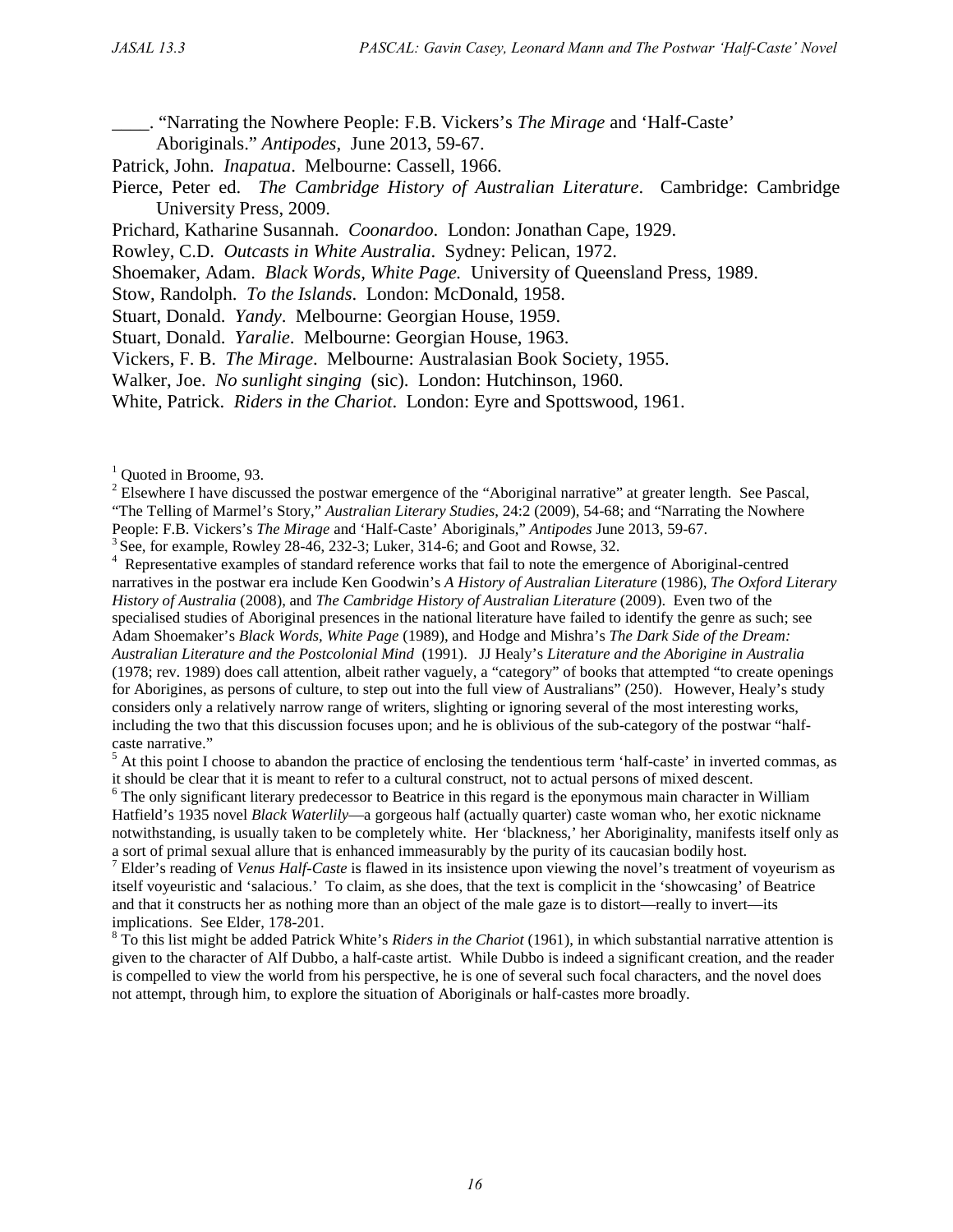\_\_\_\_. "Narrating the Nowhere People: F.B. Vickers's *The Mirage* and 'Half-Caste' Aboriginals." *Antipodes*, June 2013, 59-67.

Patrick, John. *Inapatua*. Melbourne: Cassell, 1966.

Pierce, Peter ed. *The Cambridge History of Australian Literature*. Cambridge: Cambridge University Press, 2009.

Prichard, Katharine Susannah. *Coonardoo*. London: Jonathan Cape, 1929.

Rowley, C.D. *Outcasts in White Australia*. Sydney: Pelican, 1972.

Shoemaker, Adam. *Black Words, White Page.* University of Queensland Press, 1989.

Stow, Randolph. *To the Islands*. London: McDonald, 1958.

Stuart, Donald. *Yandy*. Melbourne: Georgian House, 1959.

Stuart, Donald. *Yaralie*. Melbourne: Georgian House, 1963.

Vickers, F. B. *The Mirage*. Melbourne: Australasian Book Society, 1955.

Walker, Joe. *No sunlight singing* (sic). London: Hutchinson, 1960.

White, Patrick. *Riders in the Chariot*. London: Eyre and Spottswood, 1961.

---

[1] Quoted in Broome, 93.

[2] Elsewhere I have discussed the postwar emergence of the "Aboriginal narrative" at greater length. See Pascal, "The Telling of Marmel's Story," *Australian Literary Studies*, 24:2 (2009), 54-68; and "Narrating the Nowhere People: F.B. Vickers's *The Mirage* and 'Half-Caste' Aboriginals," *Antipodes* June 2013, 59-67.

[3] See, for example, Rowley 28-46, 232-3; Luker, 314-6; and Goot and Rowse, 32.

[4] Representative examples of standard reference works that fail to note the emergence of Aboriginal-centred narratives in the postwar era include Ken Goodwin's *A History of Australian Literature* (1986), *The Oxford Literary History of Australia* (2008), and *The Cambridge History of Australian Literature* (2009). Even two of the specialised studies of Aboriginal presences in the national literature have failed to identify the genre as such; see Adam Shoemaker's *Black Words, White Page* (1989), and Hodge and Mishra's *The Dark Side of the Dream: Australian Literature and the Postcolonial Mind* (1991). JJ Healy's *Literature and the Aborigine in Australia* (1978; rev. 1989) does call attention, albeit rather vaguely, a "category" of books that attempted "to create openings for Aborigines, as persons of culture, to step out into the full view of Australians" (250). However, Healy's study considers only a relatively narrow range of writers, slighting or ignoring several of the most interesting works, including the two that this discussion focuses upon; and he is oblivious of the sub-category of the postwar "half-caste narrative."

[5] At this point I choose to abandon the practice of enclosing the tendentious term 'half-caste' in inverted commas, as it should be clear that it is meant to refer to a cultural construct, not to actual persons of mixed descent.

[6] The only significant literary predecessor to Beatrice in this regard is the eponymous main character in William Hatfield's 1935 novel *Black Waterlily*—a gorgeous half (actually quarter) caste woman who, her exotic nickname notwithstanding, is usually taken to be completely white. Her 'blackness,' her Aboriginality, manifests itself only as a sort of primal sexual allure that is enhanced immeasurably by the purity of its caucasian bodily host.

[7] Elder's reading of *Venus Half-Caste* is flawed in its insistence upon viewing the novel's treatment of voyeurism as itself voyeuristic and 'salacious.' To claim, as she does, that the text is complicit in the 'showcasing' of Beatrice and that it constructs her as nothing more than an object of the male gaze is to distort—really to invert—its implications. See Elder, 178-201.

[8] To this list might be added Patrick White's *Riders in the Chariot* (1961), in which substantial narrative attention is given to the character of Alf Dubbo, a half-caste artist. While Dubbo is indeed a significant creation, and the reader is compelled to view the world from his perspective, he is one of several such focal characters, and the novel does not attempt, through him, to explore the situation of Aboriginals or half-castes more broadly.